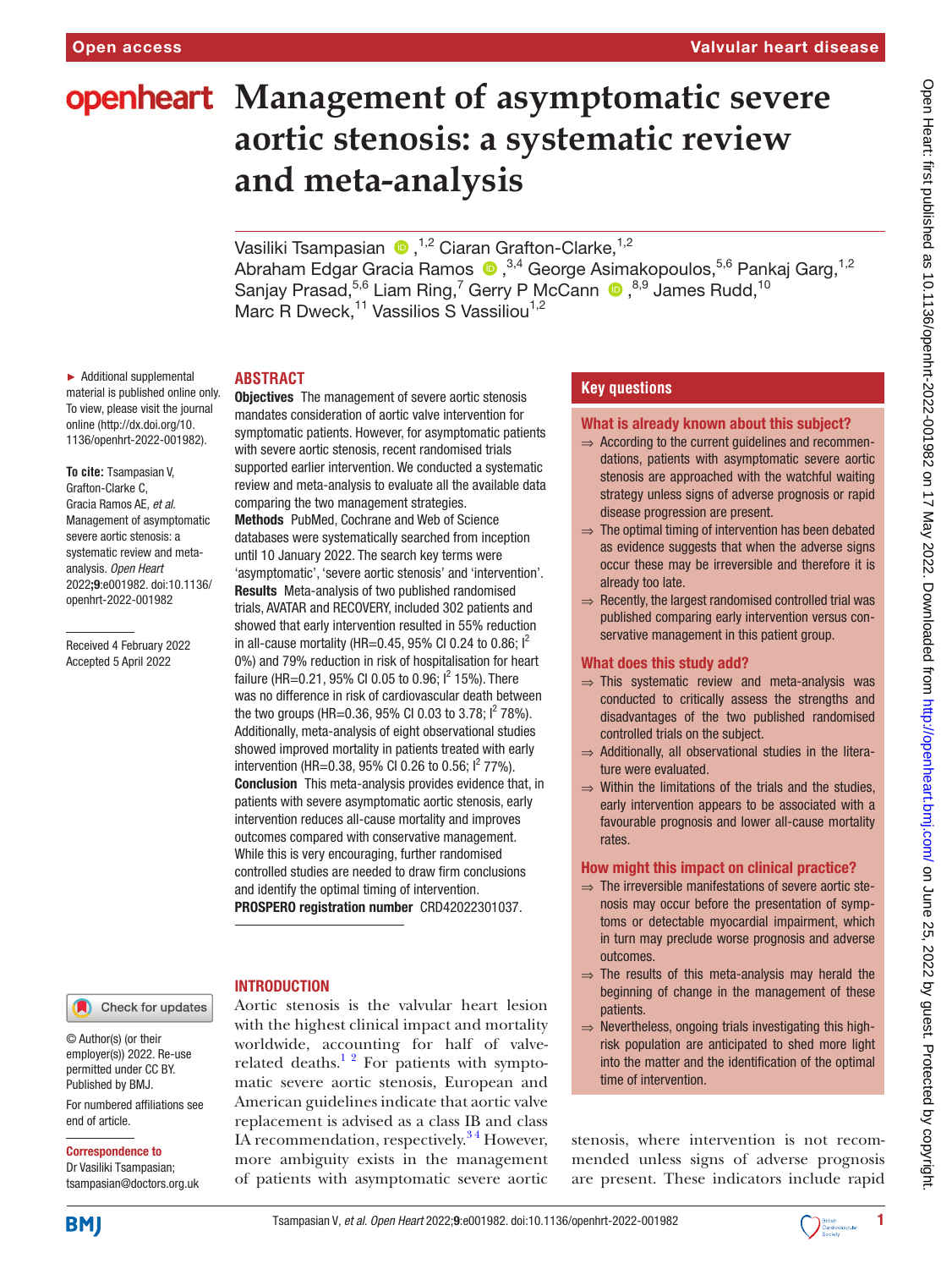# Management of asymptomatic severe aortic stenosis: a systematic review and meta-analysis

Vasiliki Tsampasian[1,2] Ciaran Grafton-Clarke,[1,2] Abraham Edgar Gracia Ramos[3,4] George Asimakopoulos,[5,6] Pankaj Garg,[1,2] Sanjay Prasad,[5,6] Liam Ring,[7] Gerry P McCann[8,9] James Rudd,[10] Marc R Dweck,[11] Vassilios S Vassiliou[1,2]

► Additional supplemental material is published online only. To view, please visit the journal online (http://dx.doi.org/10.1136/openhrt-2022-001982).

**To cite:** Tsampasian V, Grafton-Clarke C, Gracia Ramos AE, *et al*. Management of asymptomatic severe aortic stenosis: a systematic review and meta-analysis. *Open Heart* 2022;**9**:e001982. doi:10.1136/openhrt-2022-001982

Received 4 February 2022
Accepted 5 April 2022

© Author(s) (or their employer(s)) 2022. Re-use permitted under CC BY. Published by BMJ.

For numbered affiliations see end of article.

**Correspondence to**
Dr Vasiliki Tsampasian; tsampasian@doctors.org.uk

## ABSTRACT

**Objectives** The management of severe aortic stenosis mandates consideration of aortic valve intervention for symptomatic patients. However, for asymptomatic patients with severe aortic stenosis, recent randomised trials supported earlier intervention. We conducted a systematic review and meta-analysis to evaluate all the available data comparing the two management strategies.

**Methods** PubMed, Cochrane and Web of Science databases were systematically searched from inception until 10 January 2022. The search key terms were 'asymptomatic', 'severe aortic stenosis' and 'intervention'.

**Results** Meta-analysis of two published randomised trials, AVATAR and RECOVERY, included 302 patients and showed that early intervention resulted in 55% reduction in all-cause mortality (HR=0.45, 95% CI 0.24 to 0.86; $I^2$ 0%) and 79% reduction in risk of hospitalisation for heart failure (HR=0.21, 95% CI 0.05 to 0.96; $I^2$ 15%). There was no difference in risk of cardiovascular death between the two groups (HR=0.36, 95% CI 0.03 to 3.78; $I^2$ 78%). Additionally, meta-analysis of eight observational studies showed improved mortality in patients treated with early intervention (HR=0.38, 95% CI 0.26 to 0.56; $I^2$ 77%).

**Conclusion** This meta-analysis provides evidence that, in patients with severe asymptomatic aortic stenosis, early intervention reduces all-cause mortality and improves outcomes compared with conservative management. While this is very encouraging, further randomised controlled studies are needed to draw firm conclusions and identify the optimal timing of intervention.

**PROSPERO registration number** CRD42022301037.

## Key questions

### What is already known about this subject?

⇒ According to the current guidelines and recommendations, patients with asymptomatic severe aortic stenosis are approached with the watchful waiting strategy unless signs of adverse prognosis or rapid disease progression are present.

⇒ The optimal timing of intervention has been debated as evidence suggests that when the adverse signs occur these may be irreversible and therefore it is already too late.

⇒ Recently, the largest randomised controlled trial was published comparing early intervention versus conservative management in this patient group.

### What does this study add?

⇒ This systematic review and meta-analysis was conducted to critically assess the strengths and disadvantages of the two published randomised controlled trials on the subject.

⇒ Additionally, all observational studies in the literature were evaluated.

⇒ Within the limitations of the trials and the studies, early intervention appears to be associated with a favourable prognosis and lower all-cause mortality rates.

### How might this impact on clinical practice?

⇒ The irreversible manifestations of severe aortic stenosis may occur before the presentation of symptoms or detectable myocardial impairment, which in turn may preclude worse prognosis and adverse outcomes.

⇒ The results of this meta-analysis may herald the beginning of change in the management of these patients.

⇒ Nevertheless, ongoing trials investigating this high-risk population are anticipated to shed more light into the matter and the identification of the optimal time of intervention.

## INTRODUCTION

Aortic stenosis is the valvular heart lesion with the highest clinical impact and mortality worldwide, accounting for half of valve-related deaths.[1,2] For patients with symptomatic severe aortic stenosis, European and American guidelines indicate that aortic valve replacement is advised as a class IB and class IA recommendation, respectively.[3,4] However, more ambiguity exists in the management of patients with asymptomatic severe aortic stenosis, where intervention is not recommended unless signs of adverse prognosis are present. These indicators include rapid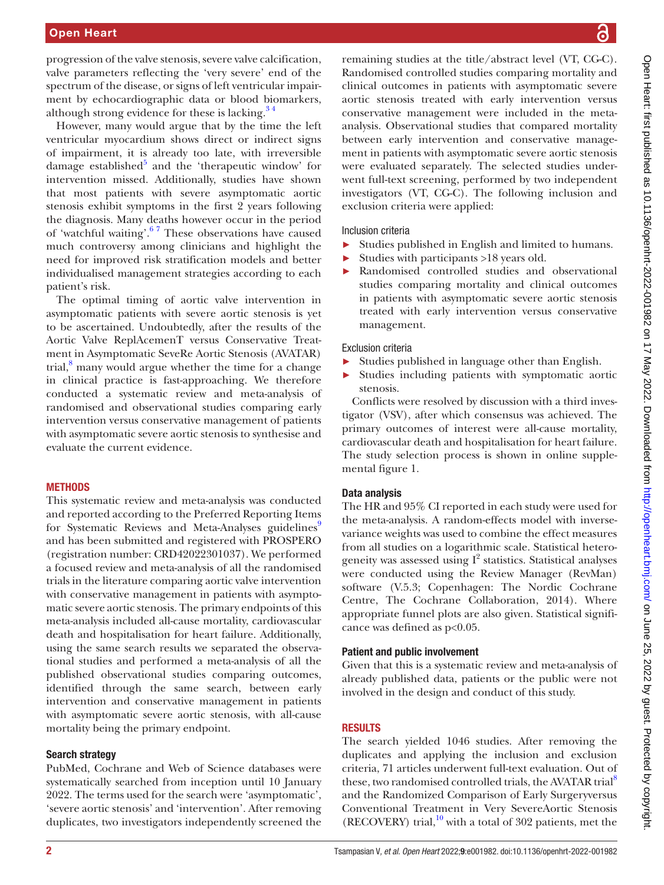progression of the valve stenosis, severe valve calcification, valve parameters reflecting the 'very severe' end of the spectrum of the disease, or signs of left ventricular impairment by echocardiographic data or blood biomarkers, although strong evidence for these is lacking.[3,4]

However, many would argue that by the time the left ventricular myocardium shows direct or indirect signs of impairment, it is already too late, with irreversible damage established[5] and the 'therapeutic window' for intervention missed. Additionally, studies have shown that most patients with severe asymptomatic aortic stenosis exhibit symptoms in the first 2 years following the diagnosis. Many deaths however occur in the period of 'watchful waiting'.[6,7] These observations have caused much controversy among clinicians and highlight the need for improved risk stratification models and better individualised management strategies according to each patient's risk.

The optimal timing of aortic valve intervention in asymptomatic patients with severe aortic stenosis is yet to be ascertained. Undoubtedly, after the results of the Aortic Valve ReplAcemenT versus Conservative Treatment in Asymptomatic SeveRe Aortic Stenosis (AVATAR) trial,[8] many would argue whether the time for a change in clinical practice is fast-approaching. We therefore conducted a systematic review and meta-analysis of randomised and observational studies comparing early intervention versus conservative management of patients with asymptomatic severe aortic stenosis to synthesise and evaluate the current evidence.

## METHODS

This systematic review and meta-analysis was conducted and reported according to the Preferred Reporting Items for Systematic Reviews and Meta-Analyses guidelines[9] and has been submitted and registered with PROSPERO (registration number: CRD42022301037). We performed a focused review and meta-analysis of all the randomised trials in the literature comparing aortic valve intervention with conservative management in patients with asymptomatic severe aortic stenosis. The primary endpoints of this meta-analysis included all-cause mortality, cardiovascular death and hospitalisation for heart failure. Additionally, using the same search results we separated the observational studies and performed a meta-analysis of all the published observational studies comparing outcomes, identified through the same search, between early intervention and conservative management in patients with asymptomatic severe aortic stenosis, with all-cause mortality being the primary endpoint.

### Search strategy

PubMed, Cochrane and Web of Science databases were systematically searched from inception until 10 January 2022. The terms used for the search were 'asymptomatic', 'severe aortic stenosis' and 'intervention'. After removing duplicates, two investigators independently screened the remaining studies at the title/abstract level (VT, CG-C). Randomised controlled studies comparing mortality and clinical outcomes in patients with asymptomatic severe aortic stenosis treated with early intervention versus conservative management were included in the meta-analysis. Observational studies that compared mortality between early intervention and conservative management in patients with asymptomatic severe aortic stenosis were evaluated separately. The selected studies underwent full-text screening, performed by two independent investigators (VT, CG-C). The following inclusion and exclusion criteria were applied:

Inclusion criteria

- Studies published in English and limited to humans.
- Studies with participants >18 years old.
- Randomised controlled studies and observational studies comparing mortality and clinical outcomes in patients with asymptomatic severe aortic stenosis treated with early intervention versus conservative management.

Exclusion criteria

- Studies published in language other than English.
- Studies including patients with symptomatic aortic stenosis.

Conflicts were resolved by discussion with a third investigator (VSV), after which consensus was achieved. The primary outcomes of interest were all-cause mortality, cardiovascular death and hospitalisation for heart failure. The study selection process is shown in online supplemental figure 1.

### Data analysis

The HR and 95% CI reported in each study were used for the meta-analysis. A random-effects model with inverse-variance weights was used to combine the effect measures from all studies on a logarithmic scale. Statistical heterogeneity was assessed using $I^2$ statistics. Statistical analyses were conducted using the Review Manager (RevMan) software (V.5.3; Copenhagen: The Nordic Cochrane Centre, The Cochrane Collaboration, 2014). Where appropriate funnel plots are also given. Statistical significance was defined as $p<0.05$.

### Patient and public involvement

Given that this is a systematic review and meta-analysis of already published data, patients or the public were not involved in the design and conduct of this study.

## RESULTS

The search yielded 1046 studies. After removing the duplicates and applying the inclusion and exclusion criteria, 71 articles underwent full-text evaluation. Out of these, two randomised controlled trials, the AVATAR trial[8] and the Randomized Comparison of Early Surgeryversus Conventional Treatment in Very SevereAortic Stenosis (RECOVERY) trial,[10] with a total of 302 patients, met the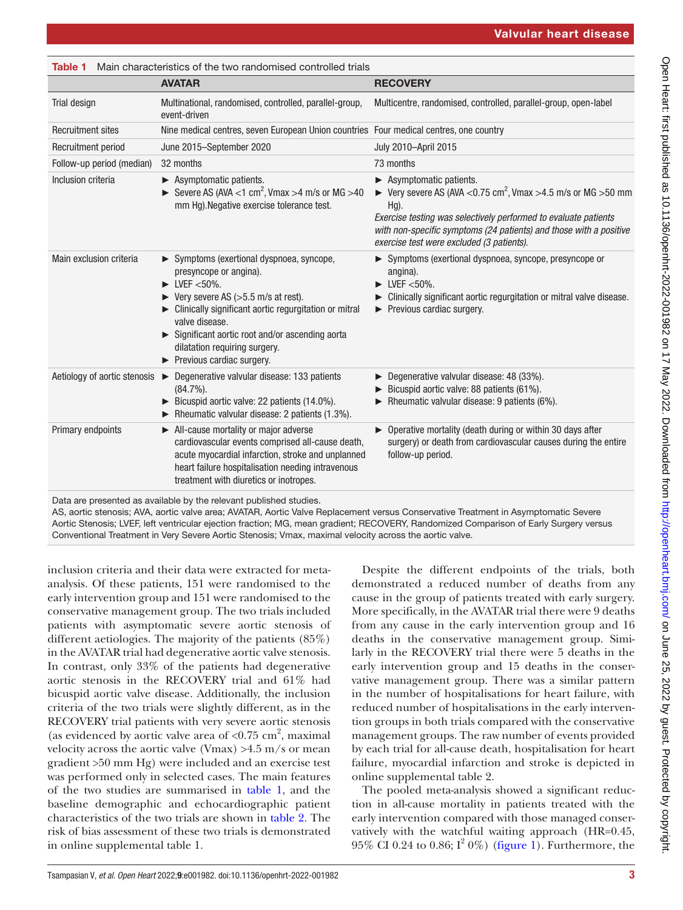**Table 1** Main characteristics of the two randomised controlled trials

| | AVATAR | RECOVERY |
|---|---|---|
| Trial design | Multinational, randomised, controlled, parallel-group, event-driven | Multicentre, randomised, controlled, parallel-group, open-label |
| Recruitment sites | Nine medical centres, seven European Union countries | Four medical centres, one country |
| Recruitment period | June 2015–September 2020 | July 2010–April 2015 |
| Follow-up period (median) | 32 months | 73 months |
| Inclusion criteria | ► Asymptomatic patients.<br>► Severe AS (AVA <1 $cm^2$, Vmax >4 m/s or MG >40 mm Hg).Negative exercise tolerance test. | ► Asymptomatic patients.<br>► Very severe AS (AVA <0.75 $cm^2$, Vmax >4.5 m/s or MG >50 mm Hg).<br>*Exercise testing was selectively performed to evaluate patients with non-specific symptoms (24 patients) and those with a positive exercise test were excluded (3 patients).* |
| Main exclusion criteria | ► Symptoms (exertional dyspnoea, syncope, presyncope or angina).<br>► LVEF <50%.<br>► Very severe AS (>5.5 m/s at rest).<br>► Clinically significant aortic regurgitation or mitral valve disease.<br>► Significant aortic root and/or ascending aorta dilatation requiring surgery.<br>► Previous cardiac surgery. | ► Symptoms (exertional dyspnoea, syncope, presyncope or angina).<br>► LVEF <50%.<br>► Clinically significant aortic regurgitation or mitral valve disease.<br>► Previous cardiac surgery. |
| Aetiology of aortic stenosis | ► Degenerative valvular disease: 133 patients (84.7%).<br>► Bicuspid aortic valve: 22 patients (14.0%).<br>► Rheumatic valvular disease: 2 patients (1.3%). | ► Degenerative valvular disease: 48 (33%).<br>► Bicuspid aortic valve: 88 patients (61%).<br>► Rheumatic valvular disease: 9 patients (6%). |
| Primary endpoints | ► All-cause mortality or major adverse cardiovascular events comprised all-cause death, acute myocardial infarction, stroke and unplanned heart failure hospitalisation needing intravenous treatment with diuretics or inotropes. | ► Operative mortality (death during or within 30 days after surgery) or death from cardiovascular causes during the entire follow-up period. |

Data are presented as available by the relevant published studies.
AS, aortic stenosis; AVA, aortic valve area; AVATAR, Aortic Valve Replacement versus Conservative Treatment in Asymptomatic Severe Aortic Stenosis; LVEF, left ventricular ejection fraction; MG, mean gradient; RECOVERY, Randomized Comparison of Early Surgery versus Conventional Treatment in Very Severe Aortic Stenosis; Vmax, maximal velocity across the aortic valve.

inclusion criteria and their data were extracted for meta-analysis. Of these patients, 151 were randomised to the early intervention group and 151 were randomised to the conservative management group. The two trials included patients with asymptomatic severe aortic stenosis of different aetiologies. The majority of the patients (85%) in the AVATAR trial had degenerative aortic valve stenosis. In contrast, only 33% of the patients had degenerative aortic stenosis in the RECOVERY trial and 61% had bicuspid aortic valve disease. Additionally, the inclusion criteria of the two trials were slightly different, as in the RECOVERY trial patients with very severe aortic stenosis (as evidenced by aortic valve area of <0.75 $cm^2$, maximal velocity across the aortic valve (Vmax) >4.5 m/s or mean gradient >50 mm Hg) were included and an exercise test was performed only in selected cases. The main features of the two studies are summarised in table 1, and the baseline demographic and echocardiographic patient characteristics of the two trials are shown in table 2. The risk of bias assessment of these two trials is demonstrated in online supplemental table 1.

Despite the different endpoints of the trials, both demonstrated a reduced number of deaths from any cause in the group of patients treated with early surgery. More specifically, in the AVATAR trial there were 9 deaths from any cause in the early intervention group and 16 deaths in the conservative management group. Similarly in the RECOVERY trial there were 5 deaths in the early intervention group and 15 deaths in the conservative management group. There was a similar pattern in the number of hospitalisations for heart failure, with reduced number of hospitalisations in the early intervention groups in both trials compared with the conservative management groups. The raw number of events provided by each trial for all-cause death, hospitalisation for heart failure, myocardial infarction and stroke is depicted in online supplemental table 2.

The pooled meta-analysis showed a significant reduction in all-cause mortality in patients treated with the early intervention compared with those managed conservatively with the watchful waiting approach (HR=0.45, 95% CI 0.24 to 0.86; $I^2$ 0%) (figure 1). Furthermore, the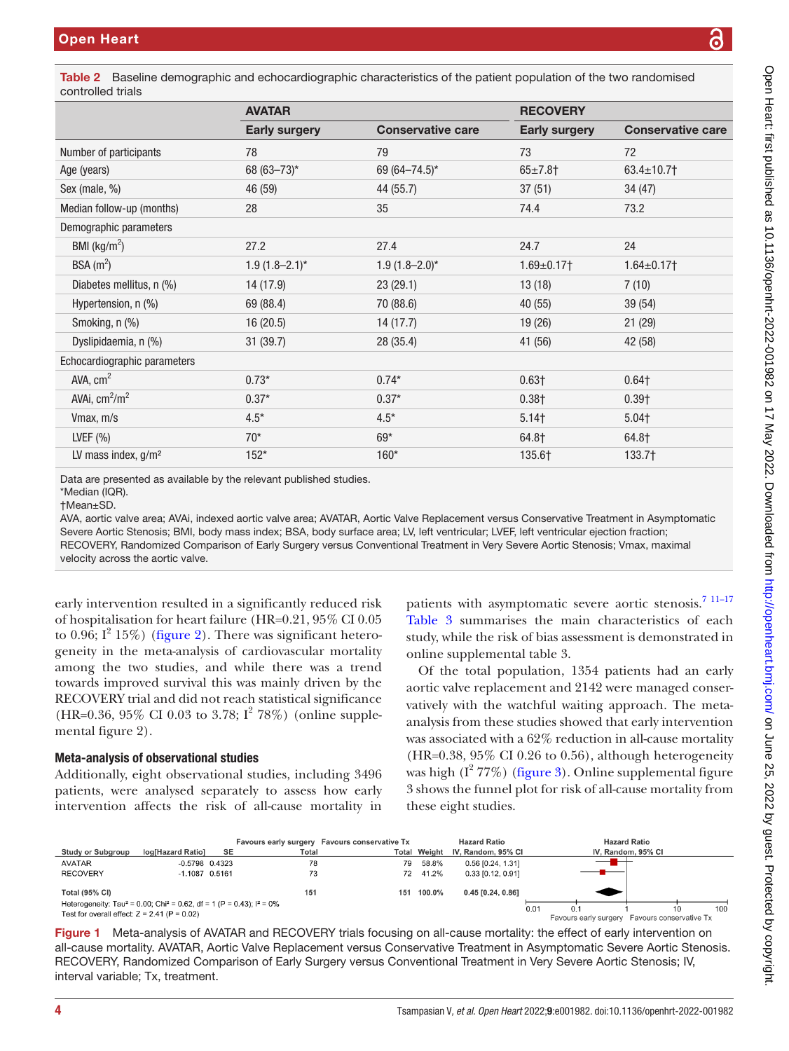**Table 2** Baseline demographic and echocardiographic characteristics of the patient population of the two randomised controlled trials

| | AVATAR | | RECOVERY | |
|---|---|---|---|---|
| | Early surgery | Conservative care | Early surgery | Conservative care |
| Number of participants | 78 | 79 | 73 | 72 |
| Age (years) | 68 (63–73)* | 69 (64–74.5)* | 65±7.8† | 63.4±10.7† |
| Sex (male, %) | 46 (59) | 44 (55.7) | 37 (51) | 34 (47) |
| Median follow-up (months) | 28 | 35 | 74.4 | 73.2 |
| Demographic parameters | | | | |
| BMI (kg/m$^2$) | 27.2 | 27.4 | 24.7 | 24 |
| BSA (m$^2$) | 1.9 (1.8–2.1)* | 1.9 (1.8–2.0)* | 1.69±0.17† | 1.64±0.17† |
| Diabetes mellitus, n (%) | 14 (17.9) | 23 (29.1) | 13 (18) | 7 (10) |
| Hypertension, n (%) | 69 (88.4) | 70 (88.6) | 40 (55) | 39 (54) |
| Smoking, n (%) | 16 (20.5) | 14 (17.7) | 19 (26) | 21 (29) |
| Dyslipidaemia, n (%) | 31 (39.7) | 28 (35.4) | 41 (56) | 42 (58) |
| Echocardiographic parameters | | | | |
| AVA, cm$^2$ | 0.73* | 0.74* | 0.63† | 0.64† |
| AVAi, cm$^2$/m$^2$ | 0.37* | 0.37* | 0.38† | 0.39† |
| Vmax, m/s | 4.5* | 4.5* | 5.14† | 5.04† |
| LVEF (%) | 70* | 69* | 64.8† | 64.8† |
| LV mass index, g/m² | 152* | 160* | 135.6† | 133.7† |

Data are presented as available by the relevant published studies.
*Median (IQR).
†Mean±SD.
AVA, aortic valve area; AVAi, indexed aortic valve area; AVATAR, Aortic Valve Replacement versus Conservative Treatment in Asymptomatic Severe Aortic Stenosis; BMI, body mass index; BSA, body surface area; LV, left ventricular; LVEF, left ventricular ejection fraction; RECOVERY, Randomized Comparison of Early Surgery versus Conventional Treatment in Very Severe Aortic Stenosis; Vmax, maximal velocity across the aortic valve.

early intervention resulted in a significantly reduced risk of hospitalisation for heart failure (HR=0.21, 95% CI 0.05 to 0.96; $I^2$ 15%) (figure 2). There was significant heterogeneity in the meta-analysis of cardiovascular mortality among the two studies, and while there was a trend towards improved survival this was mainly driven by the RECOVERY trial and did not reach statistical significance (HR=0.36, 95% CI 0.03 to 3.78; $I^2$ 78%) (online supplemental figure 2).

### Meta-analysis of observational studies

Additionally, eight observational studies, including 3496 patients, were analysed separately to assess how early intervention affects the risk of all-cause mortality in patients with asymptomatic severe aortic stenosis.[7 11–17] Table 3 summarises the main characteristics of each study, while the risk of bias assessment is demonstrated in online supplemental table 3.

Of the total population, 1354 patients had an early aortic valve replacement and 2142 were managed conservatively with the watchful waiting approach. The meta-analysis from these studies showed that early intervention was associated with a 62% reduction in all-cause mortality (HR=0.38, 95% CI 0.26 to 0.56), although heterogeneity was high ($I^2$ 77%) (figure 3). Online supplemental figure 3 shows the funnel plot for risk of all-cause mortality from these eight studies.

| Study or Subgroup | log[Hazard Ratio] | SE | Favours early surgery Total | Favours conservative Tx Total | Weight | Hazard Ratio IV, Random, 95% CI |
|---|---|---|---|---|---|---|
| AVATAR | -0.5798 | 0.4323 | 78 | 79 | 58.8% | 0.56 [0.24, 1.31] |
| RECOVERY | -1.1087 | 0.5161 | 73 | 72 | 41.2% | 0.33 [0.12, 0.91] |
| Total (95% CI) | | | 151 | 151 | 100.0% | 0.45 [0.24, 0.86] |

Heterogeneity: Tau² = 0.00; Chi² = 0.62, df = 1 (P = 0.43); I² = 0%
Test for overall effect: Z = 2.41 (P = 0.02)

**Figure 1** Meta-analysis of AVATAR and RECOVERY trials focusing on all-cause mortality: the effect of early intervention on all-cause mortality. AVATAR, Aortic Valve Replacement versus Conservative Treatment in Asymptomatic Severe Aortic Stenosis. RECOVERY, Randomized Comparison of Early Surgery versus Conventional Treatment in Very Severe Aortic Stenosis; IV, interval variable; Tx, treatment.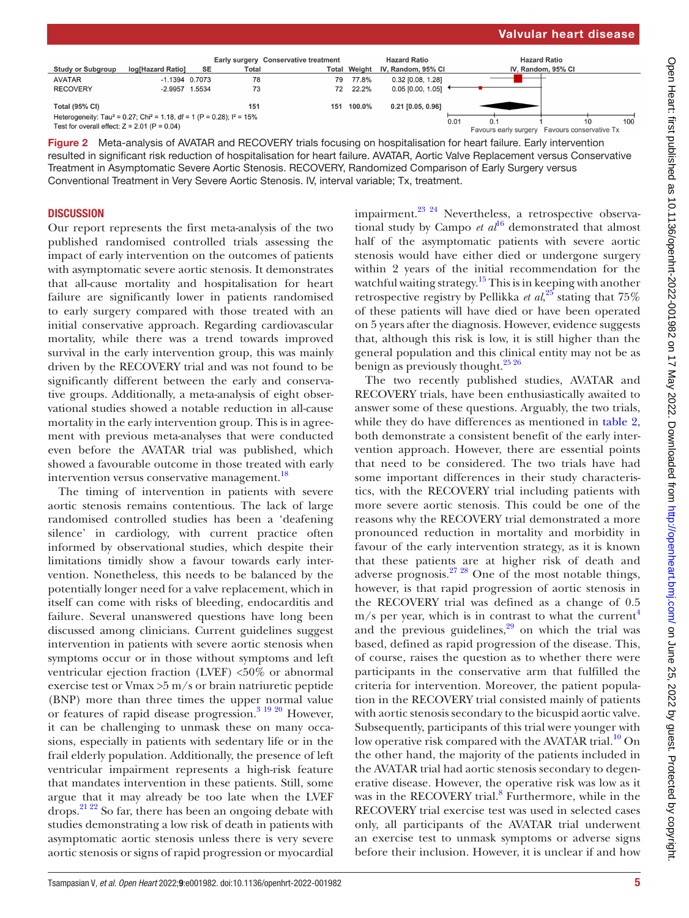| Study or Subgroup | log[Hazard Ratio] | SE | Early surgery Total | Conservative treatment Total | Weight | Hazard Ratio IV, Random, 95% CI |
|---|---|---|---|---|---|---|
| AVATAR | -1.1394 | 0.7073 | 78 | 79 | 77.8% | 0.32 [0.08, 1.28] |
| RECOVERY | -2.9957 | 1.5534 | 73 | 72 | 22.2% | 0.05 [0.00, 1.05] |
| Total (95% CI) | | | 151 | 151 | 100.0% | 0.21 [0.05, 0.96] |

Heterogeneity: Tau² = 0.27; Chi² = 1.18, df = 1 (P = 0.28); I² = 15%
Test for overall effect: Z = 2.01 (P = 0.04)

Favours early surgery | Favours conservative Tx

**Figure 2** Meta-analysis of AVATAR and RECOVERY trials focusing on hospitalisation for heart failure. Early intervention resulted in significant risk reduction of hospitalisation for heart failure. AVATAR, Aortic Valve Replacement versus Conservative Treatment in Asymptomatic Severe Aortic Stenosis. RECOVERY, Randomized Comparison of Early Surgery versus Conventional Treatment in Very Severe Aortic Stenosis. IV, interval variable; Tx, treatment.

## DISCUSSION

Our report represents the first meta-analysis of the two published randomised controlled trials assessing the impact of early intervention on the outcomes of patients with asymptomatic severe aortic stenosis. It demonstrates that all-cause mortality and hospitalisation for heart failure are significantly lower in patients randomised to early surgery compared with those treated with an initial conservative approach. Regarding cardiovascular mortality, while there was a trend towards improved survival in the early intervention group, this was mainly driven by the RECOVERY trial and was not found to be significantly different between the early and conservative groups. Additionally, a meta-analysis of eight observational studies showed a notable reduction in all-cause mortality in the early intervention group. This is in agreement with previous meta-analyses that were conducted even before the AVATAR trial was published, which showed a favourable outcome in those treated with early intervention versus conservative management.[18]

The timing of intervention in patients with severe aortic stenosis remains contentious. The lack of large randomised controlled studies has been a 'deafening silence' in cardiology, with current practice often informed by observational studies, which despite their limitations timidly show a favour towards early intervention. Nonetheless, this needs to be balanced by the potentially longer need for a valve replacement, which in itself can come with risks of bleeding, endocarditis and failure. Several unanswered questions have long been discussed among clinicians. Current guidelines suggest intervention in patients with severe aortic stenosis when symptoms occur or in those without symptoms and left ventricular ejection fraction (LVEF) <50% or abnormal exercise test or Vmax >5 m/s or brain natriuretic peptide (BNP) more than three times the upper normal value or features of rapid disease progression.[3 19 20] However, it can be challenging to unmask these on many occasions, especially in patients with sedentary life or in the frail elderly population. Additionally, the presence of left ventricular impairment represents a high-risk feature that mandates intervention in these patients. Still, some argue that it may already be too late when the LVEF drops.[21 22] So far, there has been an ongoing debate with studies demonstrating a low risk of death in patients with asymptomatic aortic stenosis unless there is very severe aortic stenosis or signs of rapid progression or myocardial impairment.[23 24] Nevertheless, a retrospective observational study by Campo *et al*[16] demonstrated that almost half of the asymptomatic patients with severe aortic stenosis would have either died or undergone surgery within 2 years of the initial recommendation for the watchful waiting strategy.[15] This is in keeping with another retrospective registry by Pellikka *et al*,[25] stating that 75% of these patients will have died or have been operated on 5 years after the diagnosis. However, evidence suggests that, although this risk is low, it is still higher than the general population and this clinical entity may not be as benign as previously thought.[25 26]

The two recently published studies, AVATAR and RECOVERY trials, have been enthusiastically awaited to answer some of these questions. Arguably, the two trials, while they do have differences as mentioned in table 2, both demonstrate a consistent benefit of the early intervention approach. However, there are essential points that need to be considered. The two trials have had some important differences in their study characteristics, with the RECOVERY trial including patients with more severe aortic stenosis. This could be one of the reasons why the RECOVERY trial demonstrated a more pronounced reduction in mortality and morbidity in favour of the early intervention strategy, as it is known that these patients are at higher risk of death and adverse prognosis.[27 28] One of the most notable things, however, is that rapid progression of aortic stenosis in the RECOVERY trial was defined as a change of 0.5 m/s per year, which is in contrast to what the current[4] and the previous guidelines,[29] on which the trial was based, defined as rapid progression of the disease. This, of course, raises the question as to whether there were participants in the conservative arm that fulfilled the criteria for intervention. Moreover, the patient population in the RECOVERY trial consisted mainly of patients with aortic stenosis secondary to the bicuspid aortic valve. Subsequently, participants of this trial were younger with low operative risk compared with the AVATAR trial.[10] On the other hand, the majority of the patients included in the AVATAR trial had aortic stenosis secondary to degenerative disease. However, the operative risk was low as it was in the RECOVERY trial.[8] Furthermore, while in the RECOVERY trial exercise test was used in selected cases only, all participants of the AVATAR trial underwent an exercise test to unmask symptoms or adverse signs before their inclusion. However, it is unclear if and how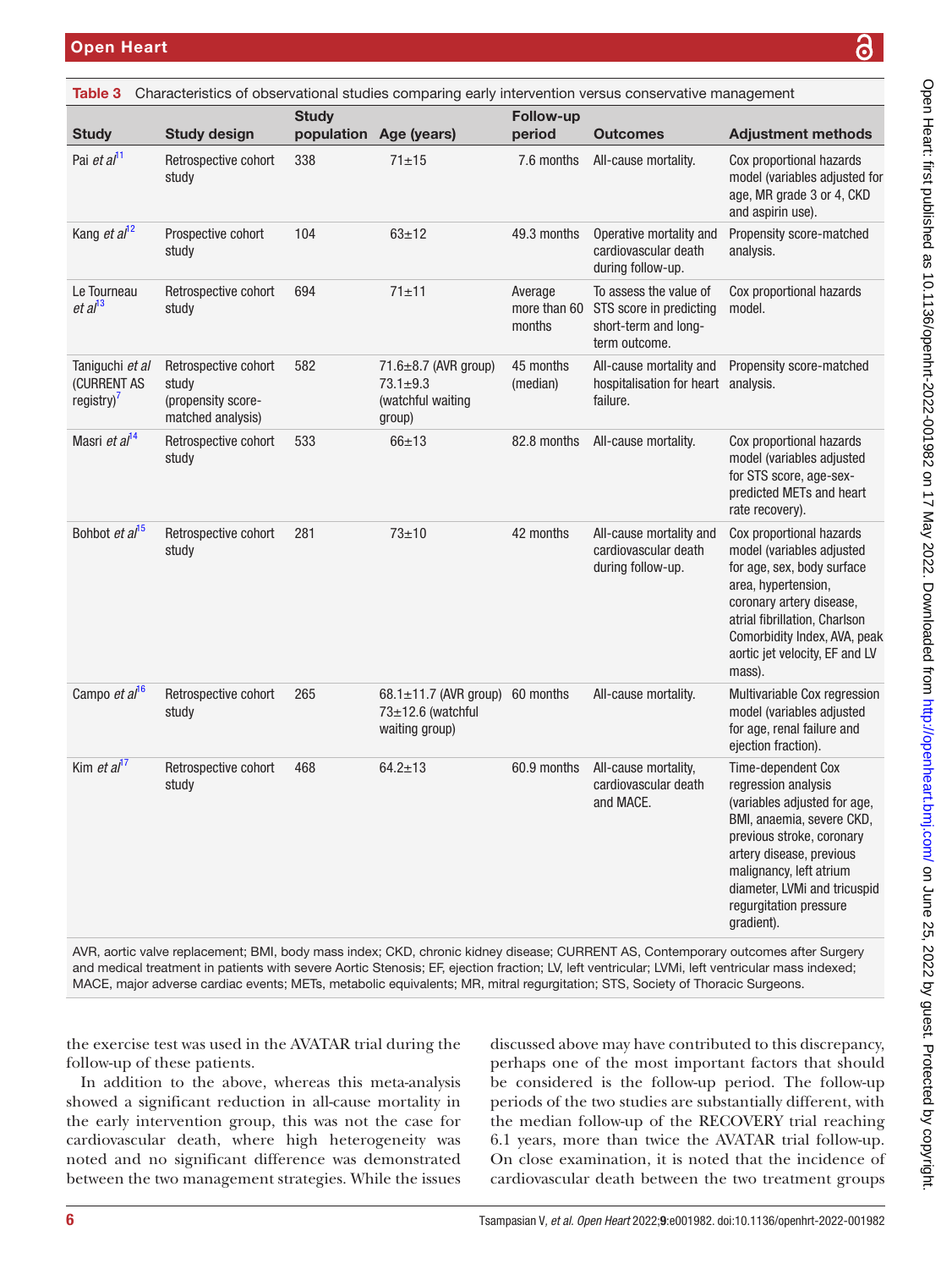**Table 3** Characteristics of observational studies comparing early intervention versus conservative management

| Study | Study design | Study population | Age (years) | Follow-up period | Outcomes | Adjustment methods |
|---|---|---|---|---|---|---|
| Pai *et al*[11] | Retrospective cohort study | 338 | 71±15 | 7.6 months | All-cause mortality. | Cox proportional hazards model (variables adjusted for age, MR grade 3 or 4, CKD and aspirin use). |
| Kang *et al*[12] | Prospective cohort study | 104 | 63±12 | 49.3 months | Operative mortality and cardiovascular death during follow-up. | Propensity score-matched analysis. |
| Le Tourneau *et al*[13] | Retrospective cohort study | 694 | 71±11 | Average more than 60 months | To assess the value of STS score in predicting short-term and long-term outcome. | Cox proportional hazards model. |
| Taniguchi *et al* (CURRENT AS registry)[7] | Retrospective cohort study (propensity score-matched analysis) | 582 | 71.6±8.7 (AVR group) 73.1±9.3 (watchful waiting group) | 45 months (median) | All-cause mortality and hospitalisation for heart failure. | Propensity score-matched analysis. |
| Masri *et al*[14] | Retrospective cohort study | 533 | 66±13 | 82.8 months | All-cause mortality. | Cox proportional hazards model (variables adjusted for STS score, age-sex-predicted METs and heart rate recovery). |
| Bohbot *et al*[15] | Retrospective cohort study | 281 | 73±10 | 42 months | All-cause mortality and cardiovascular death during follow-up. | Cox proportional hazards model (variables adjusted for age, sex, body surface area, hypertension, coronary artery disease, atrial fibrillation, Charlson Comorbidity Index, AVA, peak aortic jet velocity, EF and LV mass). |
| Campo *et al*[16] | Retrospective cohort study | 265 | 68.1±11.7 (AVR group) 73±12.6 (watchful waiting group) | 60 months | All-cause mortality. | Multivariable Cox regression model (variables adjusted for age, renal failure and ejection fraction). |
| Kim *et al*[17] | Retrospective cohort study | 468 | 64.2±13 | 60.9 months | All-cause mortality, cardiovascular death and MACE. | Time-dependent Cox regression analysis (variables adjusted for age, BMI, anaemia, severe CKD, previous stroke, coronary artery disease, previous malignancy, left atrium diameter, LVMi and tricuspid regurgitation pressure gradient). |

AVR, aortic valve replacement; BMI, body mass index; CKD, chronic kidney disease; CURRENT AS, Contemporary outcomes after Surgery and medical treatment in patients with severe Aortic Stenosis; EF, ejection fraction; LV, left ventricular; LVMi, left ventricular mass indexed; MACE, major adverse cardiac events; METs, metabolic equivalents; MR, mitral regurgitation; STS, Society of Thoracic Surgeons.

the exercise test was used in the AVATAR trial during the follow-up of these patients.

In addition to the above, whereas this meta-analysis showed a significant reduction in all-cause mortality in the early intervention group, this was not the case for cardiovascular death, where high heterogeneity was noted and no significant difference was demonstrated between the two management strategies. While the issues discussed above may have contributed to this discrepancy, perhaps one of the most important factors that should be considered is the follow-up period. The follow-up periods of the two studies are substantially different, with the median follow-up of the RECOVERY trial reaching 6.1 years, more than twice the AVATAR trial follow-up. On close examination, it is noted that the incidence of cardiovascular death between the two treatment groups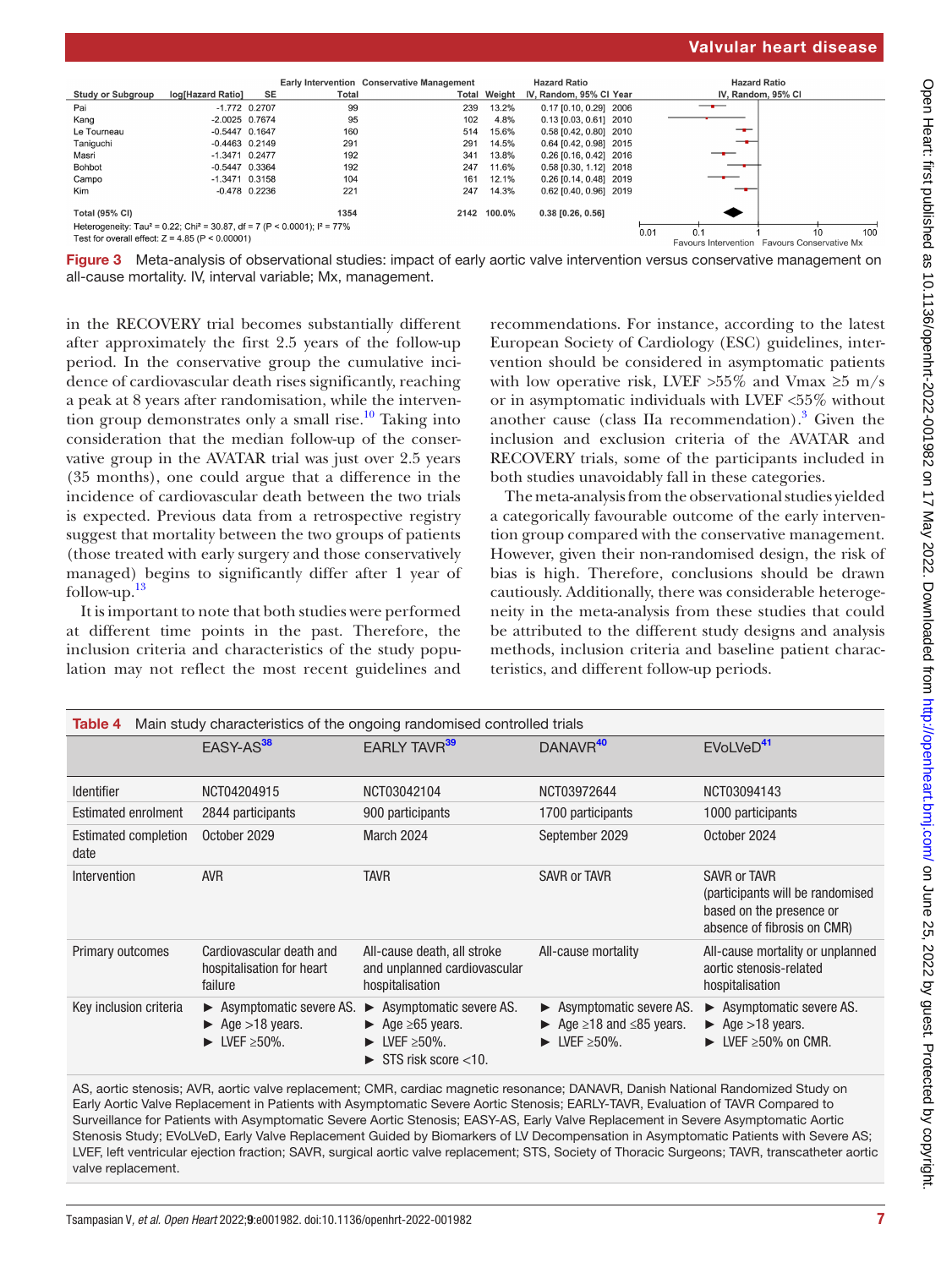| Study or Subgroup | log[Hazard Ratio] | SE | Early Intervention Total | Conservative Management Total | Weight | Hazard Ratio IV, Random, 95% CI | Year |
|---|---|---|---|---|---|---|---|
| Pai | -1.772 | 0.2707 | 99 | 239 | 13.2% | 0.17 [0.10, 0.29] | 2006 |
| Kang | -2.0025 | 0.7674 | 95 | 102 | 4.8% | 0.13 [0.03, 0.61] | 2010 |
| Le Tourneau | -0.5447 | 0.1647 | 160 | 514 | 15.6% | 0.58 [0.42, 0.80] | 2010 |
| Taniguchi | -0.4463 | 0.2149 | 291 | 291 | 14.5% | 0.64 [0.42, 0.98] | 2015 |
| Masri | -1.3471 | 0.2477 | 192 | 341 | 13.8% | 0.26 [0.16, 0.42] | 2016 |
| Bohbot | -0.5447 | 0.3364 | 192 | 247 | 11.6% | 0.58 [0.30, 1.12] | 2018 |
| Campo | -1.3471 | 0.3158 | 104 | 161 | 12.1% | 0.26 [0.14, 0.48] | 2019 |
| Kim | -0.478 | 0.2236 | 221 | 247 | 14.3% | 0.62 [0.40, 0.96] | 2019 |
| Total (95% CI) | | | 1354 | 2142 | 100.0% | 0.38 [0.26, 0.56] | |

Heterogeneity: Tau² = 0.22; Chi² = 30.87, df = 7 (P < 0.0001); I² = 77%
Test for overall effect: Z = 4.85 (P < 0.00001)

Favours Intervention / Favours Conservative Mx

**Figure 3** Meta-analysis of observational studies: impact of early aortic valve intervention versus conservative management on all-cause mortality. IV, interval variable; Mx, management.

in the RECOVERY trial becomes substantially different after approximately the first 2.5 years of the follow-up period. In the conservative group the cumulative incidence of cardiovascular death rises significantly, reaching a peak at 8 years after randomisation, while the intervention group demonstrates only a small rise.[10] Taking into consideration that the median follow-up of the conservative group in the AVATAR trial was just over 2.5 years (35 months), one could argue that a difference in the incidence of cardiovascular death between the two trials is expected. Previous data from a retrospective registry suggest that mortality between the two groups of patients (those treated with early surgery and those conservatively managed) begins to significantly differ after 1 year of follow-up.[13]

It is important to note that both studies were performed at different time points in the past. Therefore, the inclusion criteria and characteristics of the study population may not reflect the most recent guidelines and recommendations. For instance, according to the latest European Society of Cardiology (ESC) guidelines, intervention should be considered in asymptomatic patients with low operative risk, LVEF >55% and Vmax ≥5 m/s or in asymptomatic individuals with LVEF <55% without another cause (class IIa recommendation).[3] Given the inclusion and exclusion criteria of the AVATAR and RECOVERY trials, some of the participants included in both studies unavoidably fall in these categories.

The meta-analysis from the observational studies yielded a categorically favourable outcome of the early intervention group compared with the conservative management. However, given their non-randomised design, the risk of bias is high. Therefore, conclusions should be drawn cautiously. Additionally, there was considerable heterogeneity in the meta-analysis from these studies that could be attributed to the different study designs and analysis methods, inclusion criteria and baseline patient characteristics, and different follow-up periods.

**Table 4** Main study characteristics of the ongoing randomised controlled trials

| | EASY-AS[38] | EARLY TAVR[39] | DANAVR[40] | EVoLVeD[41] |
|---|---|---|---|---|
| Identifier | NCT04204915 | NCT03042104 | NCT03972644 | NCT03094143 |
| Estimated enrolment | 2844 participants | 900 participants | 1700 participants | 1000 participants |
| Estimated completion date | October 2029 | March 2024 | September 2029 | October 2024 |
| Intervention | AVR | TAVR | SAVR or TAVR | SAVR or TAVR (participants will be randomised based on the presence or absence of fibrosis on CMR) |
| Primary outcomes | Cardiovascular death and hospitalisation for heart failure | All-cause death, all stroke and unplanned cardiovascular hospitalisation | All-cause mortality | All-cause mortality or unplanned aortic stenosis-related hospitalisation |
| Key inclusion criteria | ► Asymptomatic severe AS. ► Age >18 years. ► LVEF ≥50%. | ► Asymptomatic severe AS. ► Age ≥65 years. ► LVEF ≥50%. ► STS risk score <10. | ► Asymptomatic severe AS. ► Age ≥18 and ≤85 years. ► LVEF ≥50%. | ► Asymptomatic severe AS. ► Age >18 years. ► LVEF ≥50% on CMR. |

AS, aortic stenosis; AVR, aortic valve replacement; CMR, cardiac magnetic resonance; DANAVR, Danish National Randomized Study on Early Aortic Valve Replacement in Patients with Asymptomatic Severe Aortic Stenosis; EARLY-TAVR, Evaluation of TAVR Compared to Surveillance for Patients with Asymptomatic Severe Aortic Stenosis; EASY-AS, Early Valve Replacement in Severe Asymptomatic Aortic Stenosis Study; EVoLVeD, Early Valve Replacement Guided by Biomarkers of LV Decompensation in Asymptomatic Patients with Severe AS; LVEF, left ventricular ejection fraction; SAVR, surgical aortic valve replacement; STS, Society of Thoracic Surgeons; TAVR, transcatheter aortic valve replacement.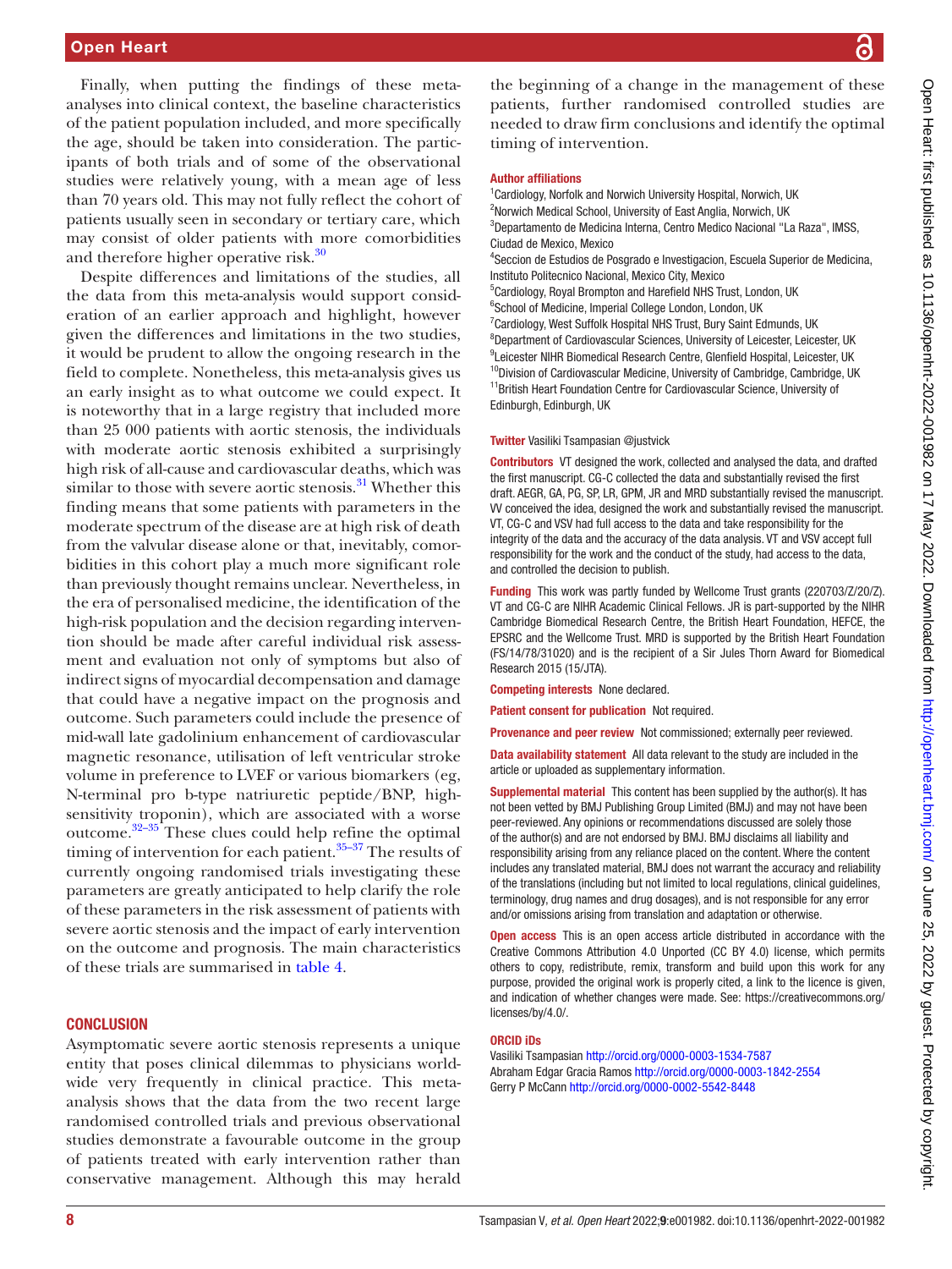Finally, when putting the findings of these meta-analyses into clinical context, the baseline characteristics of the patient population included, and more specifically the age, should be taken into consideration. The participants of both trials and of some of the observational studies were relatively young, with a mean age of less than 70 years old. This may not fully reflect the cohort of patients usually seen in secondary or tertiary care, which may consist of older patients with more comorbidities and therefore higher operative risk.[30]

Despite differences and limitations of the studies, all the data from this meta-analysis would support consideration of an earlier approach and highlight, however given the differences and limitations in the two studies, it would be prudent to allow the ongoing research in the field to complete. Nonetheless, this meta-analysis gives us an early insight as to what outcome we could expect. It is noteworthy that in a large registry that included more than 25 000 patients with aortic stenosis, the individuals with moderate aortic stenosis exhibited a surprisingly high risk of all-cause and cardiovascular deaths, which was similar to those with severe aortic stenosis.[31] Whether this finding means that some patients with parameters in the moderate spectrum of the disease are at high risk of death from the valvular disease alone or that, inevitably, comorbidities in this cohort play a much more significant role than previously thought remains unclear. Nevertheless, in the era of personalised medicine, the identification of the high-risk population and the decision regarding intervention should be made after careful individual risk assessment and evaluation not only of symptoms but also of indirect signs of myocardial decompensation and damage that could have a negative impact on the prognosis and outcome. Such parameters could include the presence of mid-wall late gadolinium enhancement of cardiovascular magnetic resonance, utilisation of left ventricular stroke volume in preference to LVEF or various biomarkers (eg, N-terminal pro b-type natriuretic peptide/BNP, high-sensitivity troponin), which are associated with a worse outcome.[32–35] These clues could help refine the optimal timing of intervention for each patient.[35–37] The results of currently ongoing randomised trials investigating these parameters are greatly anticipated to help clarify the role of these parameters in the risk assessment of patients with severe aortic stenosis and the impact of early intervention on the outcome and prognosis. The main characteristics of these trials are summarised in table 4.

## CONCLUSION

Asymptomatic severe aortic stenosis represents a unique entity that poses clinical dilemmas to physicians worldwide very frequently in clinical practice. This meta-analysis shows that the data from the two recent large randomised controlled trials and previous observational studies demonstrate a favourable outcome in the group of patients treated with early intervention rather than conservative management. Although this may herald the beginning of a change in the management of these patients, further randomised controlled studies are needed to draw firm conclusions and identify the optimal timing of intervention.

**Author affiliations**

[1]Cardiology, Norfolk and Norwich University Hospital, Norwich, UK
[2]Norwich Medical School, University of East Anglia, Norwich, UK
[3]Departamento de Medicina Interna, Centro Medico Nacional "La Raza", IMSS, Ciudad de Mexico, Mexico
[4]Seccion de Estudios de Posgrado e Investigacion, Escuela Superior de Medicina, Instituto Politecnico Nacional, Mexico City, Mexico
[5]Cardiology, Royal Brompton and Harefield NHS Trust, London, UK
[6]School of Medicine, Imperial College London, London, UK
[7]Cardiology, West Suffolk Hospital NHS Trust, Bury Saint Edmunds, UK
[8]Department of Cardiovascular Sciences, University of Leicester, Leicester, UK
[9]Leicester NIHR Biomedical Research Centre, Glenfield Hospital, Leicester, UK
[10]Division of Cardiovascular Medicine, University of Cambridge, Cambridge, UK
[11]British Heart Foundation Centre for Cardiovascular Science, University of Edinburgh, Edinburgh, UK

**Twitter** Vasiliki Tsampasian @justvick

**Contributors** VT designed the work, collected and analysed the data, and drafted the first manuscript. CG-C collected the data and substantially revised the first draft. AEGR, GA, PG, SP, LR, GPM, JR and MRD substantially revised the manuscript. VV conceived the idea, designed the work and substantially revised the manuscript. VT, CG-C and VSV had full access to the data and take responsibility for the integrity of the data and the accuracy of the data analysis. VT and VSV accept full responsibility for the work and the conduct of the study, had access to the data, and controlled the decision to publish.

**Funding** This work was partly funded by Wellcome Trust grants (220703/Z/20/Z). VT and CG-C are NIHR Academic Clinical Fellows. JR is part-supported by the NIHR Cambridge Biomedical Research Centre, the British Heart Foundation, HEFCE, the EPSRC and the Wellcome Trust. MRD is supported by the British Heart Foundation (FS/14/78/31020) and is the recipient of a Sir Jules Thorn Award for Biomedical Research 2015 (15/JTA).

**Competing interests** None declared.

**Patient consent for publication** Not required.

**Provenance and peer review** Not commissioned; externally peer reviewed.

**Data availability statement** All data relevant to the study are included in the article or uploaded as supplementary information.

**Supplemental material** This content has been supplied by the author(s). It has not been vetted by BMJ Publishing Group Limited (BMJ) and may not have been peer-reviewed. Any opinions or recommendations discussed are solely those of the author(s) and are not endorsed by BMJ. BMJ disclaims all liability and responsibility arising from any reliance placed on the content. Where the content includes any translated material, BMJ does not warrant the accuracy and reliability of the translations (including but not limited to local regulations, clinical guidelines, terminology, drug names and drug dosages), and is not responsible for any error and/or omissions arising from translation and adaptation or otherwise.

**Open access** This is an open access article distributed in accordance with the Creative Commons Attribution 4.0 Unported (CC BY 4.0) license, which permits others to copy, redistribute, remix, transform and build upon this work for any purpose, provided the original work is properly cited, a link to the licence is given, and indication of whether changes were made. See: https://creativecommons.org/licenses/by/4.0/.

**ORCID iDs**

Vasiliki Tsampasian http://orcid.org/0000-0003-1534-7587
Abraham Edgar Gracia Ramos http://orcid.org/0000-0003-1842-2554
Gerry P McCann http://orcid.org/0000-0002-5542-8448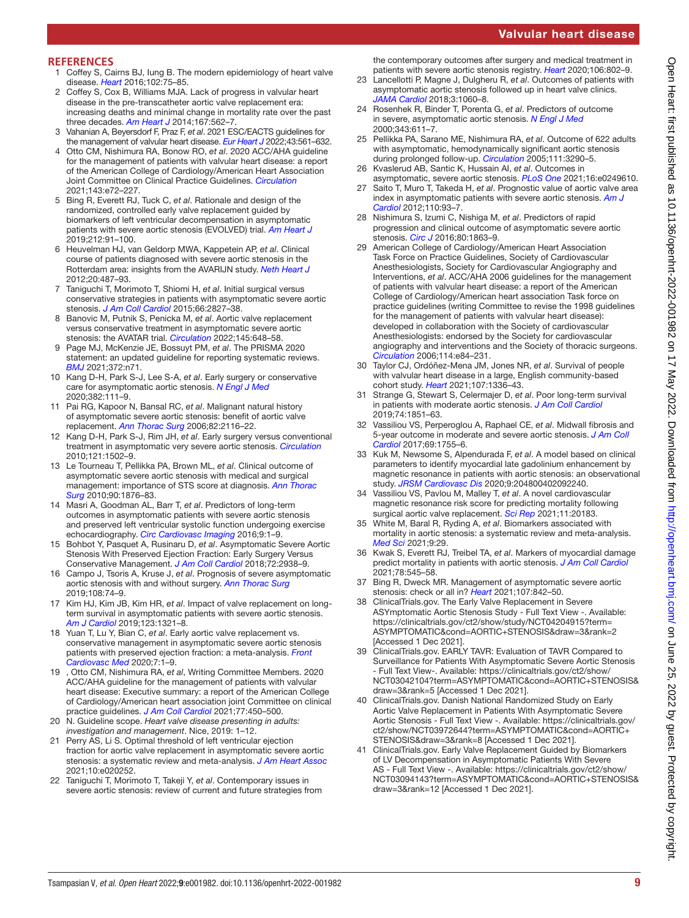## REFERENCES

1. Coffey S, Cairns BJ, Iung B. The modern epidemiology of heart valve disease. *Heart* 2016;102:75–85.
2. Coffey S, Cox B, Williams MJA. Lack of progress in valvular heart disease in the pre-transcatheter aortic valve replacement era: increasing deaths and minimal change in mortality rate over the past three decades. *Am Heart J* 2014;167:562–7.
3. Vahanian A, Beyersdorf F, Praz F, *et al*. 2021 ESC/EACTS guidelines for the management of valvular heart disease. *Eur Heart J* 2022;43:561–632.
4. Otto CM, Nishimura RA, Bonow RO, *et al*. 2020 ACC/AHA guideline for the management of patients with valvular heart disease: a report of the American College of Cardiology/American Heart Association Joint Committee on Clinical Practice Guidelines. *Circulation* 2021;143:e72–227.
5. Bing R, Everett RJ, Tuck C, *et al*. Rationale and design of the randomized, controlled early valve replacement guided by biomarkers of left ventricular decompensation in asymptomatic patients with severe aortic stenosis (EVOLVED) trial. *Am Heart J* 2019;212:91–100.
6. Heuvelman HJ, van Geldorp MWA, Kappetein AP, *et al*. Clinical course of patients diagnosed with severe aortic stenosis in the Rotterdam area: insights from the AVARIJN study. *Neth Heart J* 2012;20:487–93.
7. Taniguchi T, Morimoto T, Shiomi H, *et al*. Initial surgical versus conservative strategies in patients with asymptomatic severe aortic stenosis. *J Am Coll Cardiol* 2015;66:2827–38.
8. Banovic M, Putnik S, Penicka M, *et al*. Aortic valve replacement versus conservative treatment in asymptomatic severe aortic stenosis: the AVATAR trial. *Circulation* 2022;145:648–58.
9. Page MJ, McKenzie JE, Bossuyt PM, *et al*. The PRISMA 2020 statement: an updated guideline for reporting systematic reviews. *BMJ* 2021;372:n71.
10. Kang D-H, Park S-J, Lee S-A, *et al*. Early surgery or conservative care for asymptomatic aortic stenosis. *N Engl J Med* 2020;382:111–9.
11. Pai RG, Kapoor N, Bansal RC, *et al*. Malignant natural history of asymptomatic severe aortic stenosis: benefit of aortic valve replacement. *Ann Thorac Surg* 2006;82:2116–22.
12. Kang D-H, Park S-J, Rim JH, *et al*. Early surgery versus conventional treatment in asymptomatic very severe aortic stenosis. *Circulation* 2010;121:1502–9.
13. Le Tourneau T, Pellikka PA, Brown ML, *et al*. Clinical outcome of asymptomatic severe aortic stenosis with medical and surgical management: importance of STS score at diagnosis. *Ann Thorac Surg* 2010;90:1876–83.
14. Masri A, Goodman AL, Barr T, *et al*. Predictors of long-term outcomes in asymptomatic patients with severe aortic stenosis and preserved left ventricular systolic function undergoing exercise echocardiography. *Circ Cardiovasc Imaging* 2016;9:1–9.
15. Bohbot Y, Pasquet A, Rusinaru D, *et al*. Asymptomatic Severe Aortic Stenosis With Preserved Ejection Fraction: Early Surgery Versus Conservative Management. *J Am Coll Cardiol* 2018;72:2938–9.
16. Campo J, Tsoris A, Kruse J, *et al*. Prognosis of severe asymptomatic aortic stenosis with and without surgery. *Ann Thorac Surg* 2019;108:74–9.
17. Kim HJ, Kim JB, Kim HR, *et al*. Impact of valve replacement on long-term survival in asymptomatic patients with severe aortic stenosis. *Am J Cardiol* 2019;123:1321–8.
18. Yuan T, Lu Y, Bian C, *et al*. Early aortic valve replacement vs. conservative management in asymptomatic severe aortic stenosis patients with preserved ejection fraction: a meta-analysis. *Front Cardiovasc Med* 2020;7:1–9.
19. , Otto CM, Nishimura RA, *et al*, Writing Committee Members. 2020 ACC/AHA guideline for the management of patients with valvular heart disease: Executive summary: a report of the American College of Cardiology/American heart association joint Committee on clinical practice guidelines. *J Am Coll Cardiol* 2021;77:450–500.
20. N. Guideline scope. *Heart valve disease presenting in adults: investigation and management*. Nice, 2019: 1–12.
21. Perry AS, Li S. Optimal threshold of left ventricular ejection fraction for aortic valve replacement in asymptomatic severe aortic stenosis: a systematic review and meta-analysis. *J Am Heart Assoc* 2021;10:e020252.
22. Taniguchi T, Morimoto T, Takeji Y, *et al*. Contemporary issues in severe aortic stenosis: review of current and future strategies from the contemporary outcomes after surgery and medical treatment in patients with severe aortic stenosis registry. *Heart* 2020;106:802–9.
23. Lancellotti P, Magne J, Dulgheru R, *et al*. Outcomes of patients with asymptomatic aortic stenosis followed up in heart valve clinics. *JAMA Cardiol* 2018;3:1060–8.
24. Rosenhek R, Binder T, Porenta G, *et al*. Predictors of outcome in severe, asymptomatic aortic stenosis. *N Engl J Med* 2000;343:611–7.
25. Pellikka PA, Sarano ME, Nishimura RA, *et al*. Outcome of 622 adults with asymptomatic, hemodynamically significant aortic stenosis during prolonged follow-up. *Circulation* 2005;111:3290–5.
26. Kvaslerud AB, Santic K, Hussain AI, *et al*. Outcomes in asymptomatic, severe aortic stenosis. *PLoS One* 2021;16:e0249610.
27. Saito T, Muro T, Takeda H, *et al*. Prognostic value of aortic valve area index in asymptomatic patients with severe aortic stenosis. *Am J Cardiol* 2012;110:93–7.
28. Nishimura S, Izumi C, Nishiga M, *et al*. Predictors of rapid progression and clinical outcome of asymptomatic severe aortic stenosis. *Circ J* 2016;80:1863–9.
29. American College of Cardiology/American Heart Association Task Force on Practice Guidelines, Society of Cardiovascular Anesthesiologists, Society for Cardiovascular Angiography and Interventions, *et al*. ACC/AHA 2006 guidelines for the management of patients with valvular heart disease: a report of the American College of Cardiology/American heart association Task force on practice guidelines (writing Committee to revise the 1998 guidelines for the management of patients with valvular heart disease): developed in collaboration with the Society of cardiovascular Anesthesiologists: endorsed by the Society for cardiovascular angiography and interventions and the Society of thoracic surgeons. *Circulation* 2006;114:e84–231.
30. Taylor CJ, Ordóñez-Mena JM, Jones NR, *et al*. Survival of people with valvular heart disease in a large, English community-based cohort study. *Heart* 2021;107:1336–43.
31. Strange G, Stewart S, Celermajer D, *et al*. Poor long-term survival in patients with moderate aortic stenosis. *J Am Coll Cardiol* 2019;74:1851–63.
32. Vassiliou VS, Perperoglou A, Raphael CE, *et al*. Midwall fibrosis and 5-year outcome in moderate and severe aortic stenosis. *J Am Coll Cardiol* 2017;69:1755–6.
33. Kuk M, Newsome S, Alpendurada F, *et al*. A model based on clinical parameters to identify myocardial late gadolinium enhancement by magnetic resonance in patients with aortic stenosis: an observational study. *JRSM Cardiovasc Dis* 2020;9:204800402092240.
34. Vassiliou VS, Pavlou M, Malley T, *et al*. A novel cardiovascular magnetic resonance risk score for predicting mortality following surgical aortic valve replacement. *Sci Rep* 2021;11:20183.
35. White M, Baral R, Ryding A, *et al*. Biomarkers associated with mortality in aortic stenosis: a systematic review and meta-analysis. *Med Sci* 2021;9:29.
36. Kwak S, Everett RJ, Treibel TA, *et al*. Markers of myocardial damage predict mortality in patients with aortic stenosis. *J Am Coll Cardiol* 2021;78:545–58.
37. Bing R, Dweck MR. Management of asymptomatic severe aortic stenosis: check or all in? *Heart* 2021;107:842–50.
38. ClinicalTrials.gov. The Early Valve Replacement in Severe ASYmptomatic Aortic Stenosis Study - Full Text View -. Available: https://clinicaltrials.gov/ct2/show/study/NCT04204915?term=ASYMPTOMATIC&cond=AORTIC+STENOSIS&draw=3&rank=2 [Accessed 1 Dec 2021].
39. ClinicalTrials.gov. EARLY TAVR: Evaluation of TAVR Compared to Surveillance for Patients With Asymptomatic Severe Aortic Stenosis - Full Text View-. Available: https://clinicaltrials.gov/ct2/show/NCT03042104?term=ASYMPTOMATIC&cond=AORTIC+STENOSIS&draw=3&rank=5 [Accessed 1 Dec 2021].
40. ClinicalTrials.gov. Danish National Randomized Study on Early Aortic Valve Replacement in Patients With Asymptomatic Severe Aortic Stenosis - Full Text View -. Available: https://clinicaltrials.gov/ct2/show/NCT03972644?term=ASYMPTOMATIC&cond=AORTIC+STENOSIS&draw=3&rank=8 [Accessed 1 Dec 2021].
41. ClinicalTrials.gov. Early Valve Replacement Guided by Biomarkers of LV Decompensation in Asymptomatic Patients With Severe AS - Full Text View -. Available: https://clinicaltrials.gov/ct2/show/NCT03094143?term=ASYMPTOMATIC&cond=AORTIC+STENOSIS&draw=3&rank=12 [Accessed 1 Dec 2021].